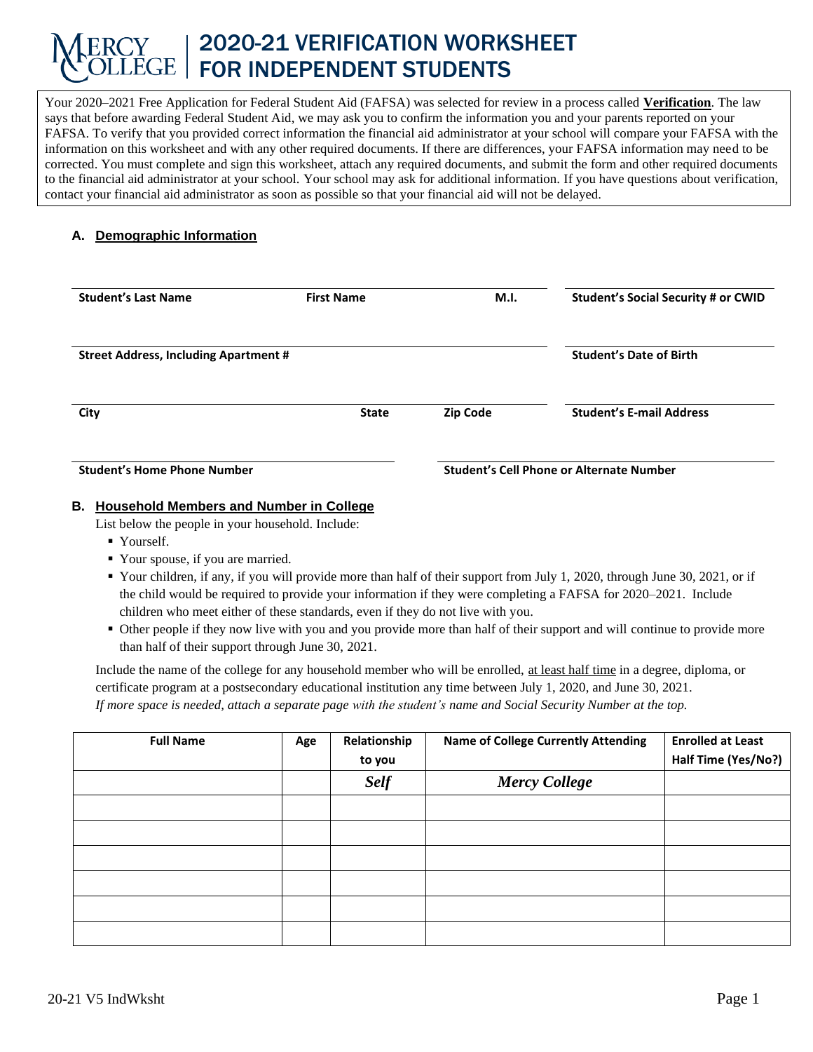# MERCY COLLEGE | 2020-21 VERIFICATION WORKSHEET FOR INDEPENDENT STUDENTS

Your 2020–2021 Free Application for Federal Student Aid (FAFSA) was selected for review in a process called **Verification**. The law says that before awarding Federal Student Aid, we may ask you to confirm the information you and your parents reported on your FAFSA. To verify that you provided correct information the financial aid administrator at your school will compare your FAFSA with the information on this worksheet and with any other required documents. If there are differences, your FAFSA information may need to be corrected. You must complete and sign this worksheet, attach any required documents, and submit the form and other required documents to the financial aid administrator at your school. Your school may ask for additional information. If you have questions about verification, contact your financial aid administrator as soon as possible so that your financial aid will not be delayed.

## A. Demographic Information

**Student's Last Name** ______ **First Name** ______ **M.I.** ______ **Student's Social Security # or CWID** ______

**Street Address, Including Apartment #** ______ **Student's Date of Birth** ______

**City** ______ **State** ______ **Zip Code** ______ **Student's E-mail Address** ______

**Student's Home Phone Number** ______ **Student's Cell Phone or Alternate Number** ______

## B. Household Members and Number in College

List below the people in your household. Include:

- Yourself.
- Your spouse, if you are married.
- Your children, if any, if you will provide more than half of their support from July 1, 2020, through June 30, 2021, or if the child would be required to provide your information if they were completing a FAFSA for 2020–2021. Include children who meet either of these standards, even if they do not live with you.
- Other people if they now live with you and you provide more than half of their support and will continue to provide more than half of their support through June 30, 2021.

Include the name of the college for any household member who will be enrolled, at least half time in a degree, diploma, or certificate program at a postsecondary educational institution any time between July 1, 2020, and June 30, 2021.
*If more space is needed, attach a separate page with the student's name and Social Security Number at the top.*

| Full Name | Age | Relationship to you | Name of College Currently Attending | Enrolled at Least Half Time (Yes/No?) |
|---|---|---|---|---|
| | | *Self* | *Mercy College* | |
| | | | | |
| | | | | |
| | | | | |
| | | | | |
| | | | | |
| | | | | |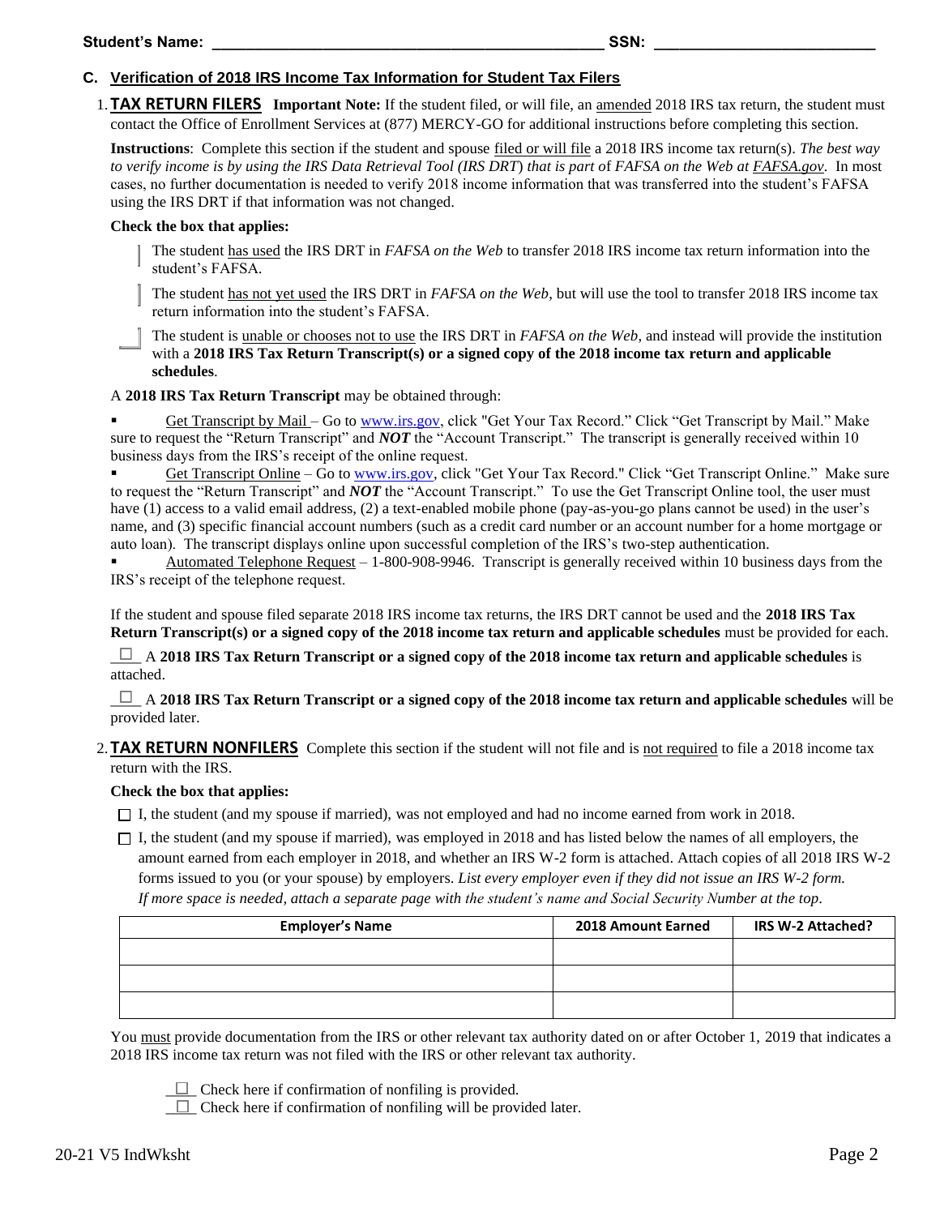Student's Name: ______________________________________________ SSN: __________________________

### C. Verification of 2018 IRS Income Tax Information for Student Tax Filers

1. **TAX RETURN FILERS** **Important Note:** If the student filed, or will file, an amended 2018 IRS tax return, the student must contact the Office of Enrollment Services at (877) MERCY-GO for additional instructions before completing this section.

   **Instructions**: Complete this section if the student and spouse filed or will file a 2018 IRS income tax return(s). *The best way to verify income is by using the IRS Data Retrieval Tool (IRS DRT) that is part of FAFSA on the Web at FAFSA.gov*. In most cases, no further documentation is needed to verify 2018 income information that was transferred into the student's FAFSA using the IRS DRT if that information was not changed.

   **Check the box that applies:**

   ☐ The student has used the IRS DRT in *FAFSA on the Web* to transfer 2018 IRS income tax return information into the student's FAFSA.

   ☐ The student has not yet used the IRS DRT in *FAFSA on the Web*, but will use the tool to transfer 2018 IRS income tax return information into the student's FAFSA.

   ☐ The student is unable or chooses not to use the IRS DRT in *FAFSA on the Web*, and instead will provide the institution with a **2018 IRS Tax Return Transcript(s) or a signed copy of the 2018 income tax return and applicable schedules**.

   A **2018 IRS Tax Return Transcript** may be obtained through:

   - Get Transcript by Mail – Go to www.irs.gov, click "Get Your Tax Record." Click "Get Transcript by Mail." Make sure to request the "Return Transcript" and ***NOT*** the "Account Transcript." The transcript is generally received within 10 business days from the IRS's receipt of the online request.
   - Get Transcript Online – Go to www.irs.gov, click "Get Your Tax Record." Click "Get Transcript Online." Make sure to request the "Return Transcript" and ***NOT*** the "Account Transcript." To use the Get Transcript Online tool, the user must have (1) access to a valid email address, (2) a text-enabled mobile phone (pay-as-you-go plans cannot be used) in the user's name, and (3) specific financial account numbers (such as a credit card number or an account number for a home mortgage or auto loan). The transcript displays online upon successful completion of the IRS's two-step authentication.
   - Automated Telephone Request – 1-800-908-9946. Transcript is generally received within 10 business days from the IRS's receipt of the telephone request.

   If the student and spouse filed separate 2018 IRS income tax returns, the IRS DRT cannot be used and the **2018 IRS Tax Return Transcript(s) or a signed copy of the 2018 income tax return and applicable schedules** must be provided for each.

   ☐ A **2018 IRS Tax Return Transcript or a signed copy of the 2018 income tax return and applicable schedules** is attached.

   ☐ A **2018 IRS Tax Return Transcript or a signed copy of the 2018 income tax return and applicable schedules** will be provided later.

2. **TAX RETURN NONFILERS** Complete this section if the student will not file and is not required to file a 2018 income tax return with the IRS.

   **Check the box that applies:**

   ☐ I, the student (and my spouse if married), was not employed and had no income earned from work in 2018.

   ☐ I, the student (and my spouse if married), was employed in 2018 and has listed below the names of all employers, the amount earned from each employer in 2018, and whether an IRS W-2 form is attached. Attach copies of all 2018 IRS W-2 forms issued to you (or your spouse) by employers. *List every employer even if they did not issue an IRS W-2 form. If more space is needed, attach a separate page with the student's name and Social Security Number at the top.*

   | Employer's Name | 2018 Amount Earned | IRS W-2 Attached? |
   |---|---|---|
   | | | |
   | | | |
   | | | |

   You must provide documentation from the IRS or other relevant tax authority dated on or after October 1, 2019 that indicates a 2018 IRS income tax return was not filed with the IRS or other relevant tax authority.

   ☐ Check here if confirmation of nonfiling is provided.
   ☐ Check here if confirmation of nonfiling will be provided later.

20-21 V5 IndWksht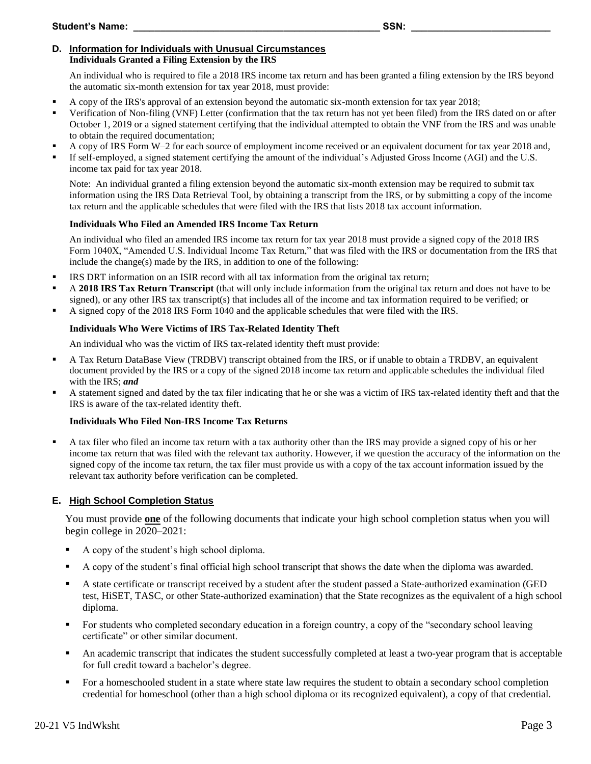Student's Name: ________________________________________________ SSN: __________________________

## D. Information for Individuals with Unusual Circumstances

### Individuals Granted a Filing Extension by the IRS

An individual who is required to file a 2018 IRS income tax return and has been granted a filing extension by the IRS beyond the automatic six-month extension for tax year 2018, must provide:

- A copy of the IRS's approval of an extension beyond the automatic six-month extension for tax year 2018;
- Verification of Non-filing (VNF) Letter (confirmation that the tax return has not yet been filed) from the IRS dated on or after October 1, 2019 or a signed statement certifying that the individual attempted to obtain the VNF from the IRS and was unable to obtain the required documentation;
- A copy of IRS Form W–2 for each source of employment income received or an equivalent document for tax year 2018 and,
- If self-employed, a signed statement certifying the amount of the individual's Adjusted Gross Income (AGI) and the U.S. income tax paid for tax year 2018.

Note: An individual granted a filing extension beyond the automatic six-month extension may be required to submit tax information using the IRS Data Retrieval Tool, by obtaining a transcript from the IRS, or by submitting a copy of the income tax return and the applicable schedules that were filed with the IRS that lists 2018 tax account information.

### Individuals Who Filed an Amended IRS Income Tax Return

An individual who filed an amended IRS income tax return for tax year 2018 must provide a signed copy of the 2018 IRS Form 1040X, "Amended U.S. Individual Income Tax Return," that was filed with the IRS or documentation from the IRS that include the change(s) made by the IRS, in addition to one of the following:

- IRS DRT information on an ISIR record with all tax information from the original tax return;
- A **2018 IRS Tax Return Transcript** (that will only include information from the original tax return and does not have to be signed), or any other IRS tax transcript(s) that includes all of the income and tax information required to be verified; or
- A signed copy of the 2018 IRS Form 1040 and the applicable schedules that were filed with the IRS.

### Individuals Who Were Victims of IRS Tax-Related Identity Theft

An individual who was the victim of IRS tax-related identity theft must provide:

- A Tax Return DataBase View (TRDBV) transcript obtained from the IRS, or if unable to obtain a TRDBV, an equivalent document provided by the IRS or a copy of the signed 2018 income tax return and applicable schedules the individual filed with the IRS; ***and***
- A statement signed and dated by the tax filer indicating that he or she was a victim of IRS tax-related identity theft and that the IRS is aware of the tax-related identity theft.

### Individuals Who Filed Non-IRS Income Tax Returns

- A tax filer who filed an income tax return with a tax authority other than the IRS may provide a signed copy of his or her income tax return that was filed with the relevant tax authority. However, if we question the accuracy of the information on the signed copy of the income tax return, the tax filer must provide us with a copy of the tax account information issued by the relevant tax authority before verification can be completed.

## E. High School Completion Status

You must provide **one** of the following documents that indicate your high school completion status when you will begin college in 2020–2021:

- A copy of the student's high school diploma.
- A copy of the student's final official high school transcript that shows the date when the diploma was awarded.
- A state certificate or transcript received by a student after the student passed a State-authorized examination (GED test, HiSET, TASC, or other State-authorized examination) that the State recognizes as the equivalent of a high school diploma.
- For students who completed secondary education in a foreign country, a copy of the "secondary school leaving certificate" or other similar document.
- An academic transcript that indicates the student successfully completed at least a two-year program that is acceptable for full credit toward a bachelor's degree.
- For a homeschooled student in a state where state law requires the student to obtain a secondary school completion credential for homeschool (other than a high school diploma or its recognized equivalent), a copy of that credential.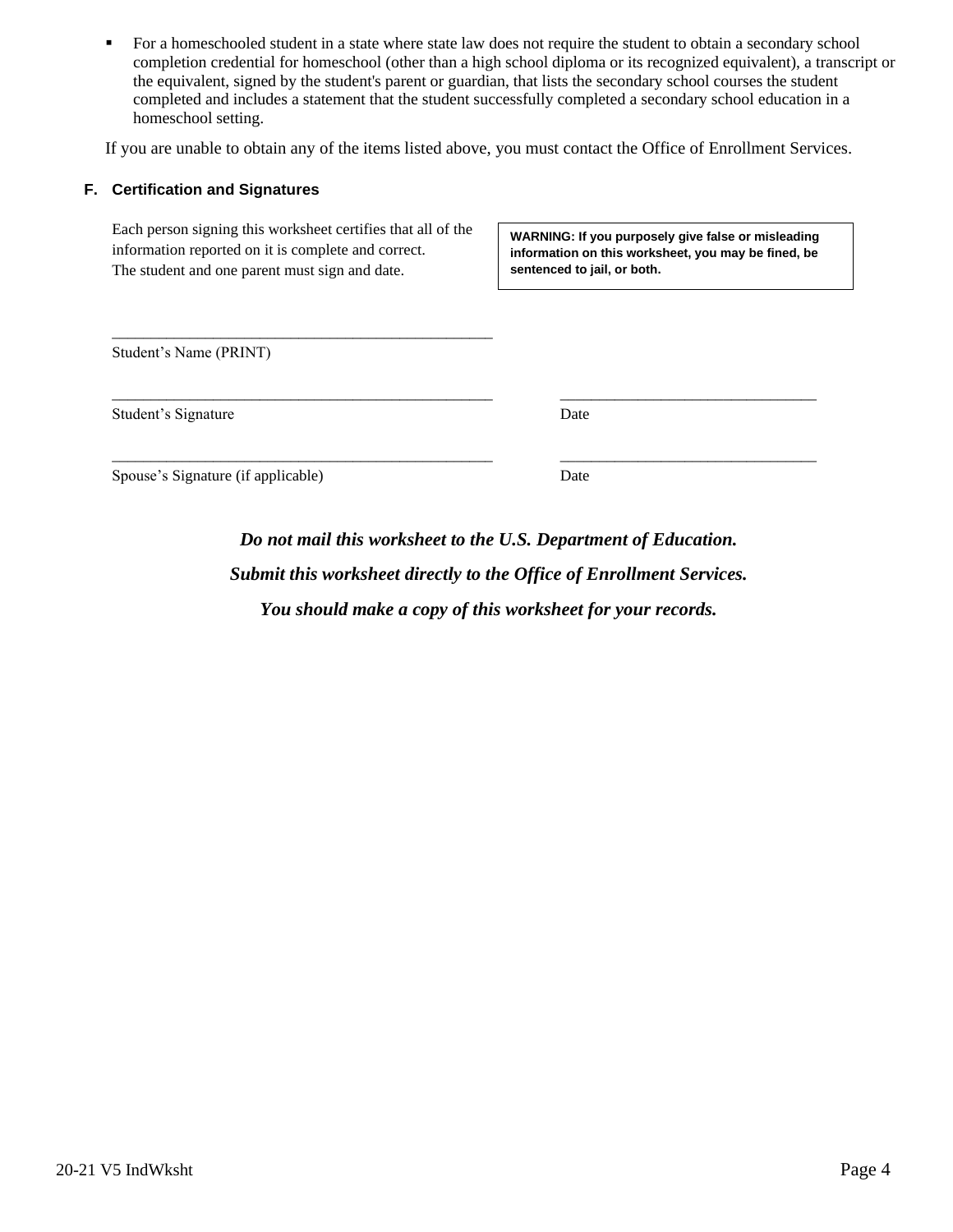- For a homeschooled student in a state where state law does not require the student to obtain a secondary school completion credential for homeschool (other than a high school diploma or its recognized equivalent), a transcript or the equivalent, signed by the student's parent or guardian, that lists the secondary school courses the student completed and includes a statement that the student successfully completed a secondary school education in a homeschool setting.

If you are unable to obtain any of the items listed above, you must contact the Office of Enrollment Services.

## F. Certification and Signatures

Each person signing this worksheet certifies that all of the information reported on it is complete and correct.
The student and one parent must sign and date.

**WARNING: If you purposely give false or misleading information on this worksheet, you may be fined, be sentenced to jail, or both.**

_________________________________________________
Student's Name (PRINT)

_________________________________________________ _________________________________
Student's Signature Date

_________________________________________________ _________________________________
Spouse's Signature (if applicable) Date

***Do not mail this worksheet to the U.S. Department of Education.***

***Submit this worksheet directly to the Office of Enrollment Services.***

***You should make a copy of this worksheet for your records.***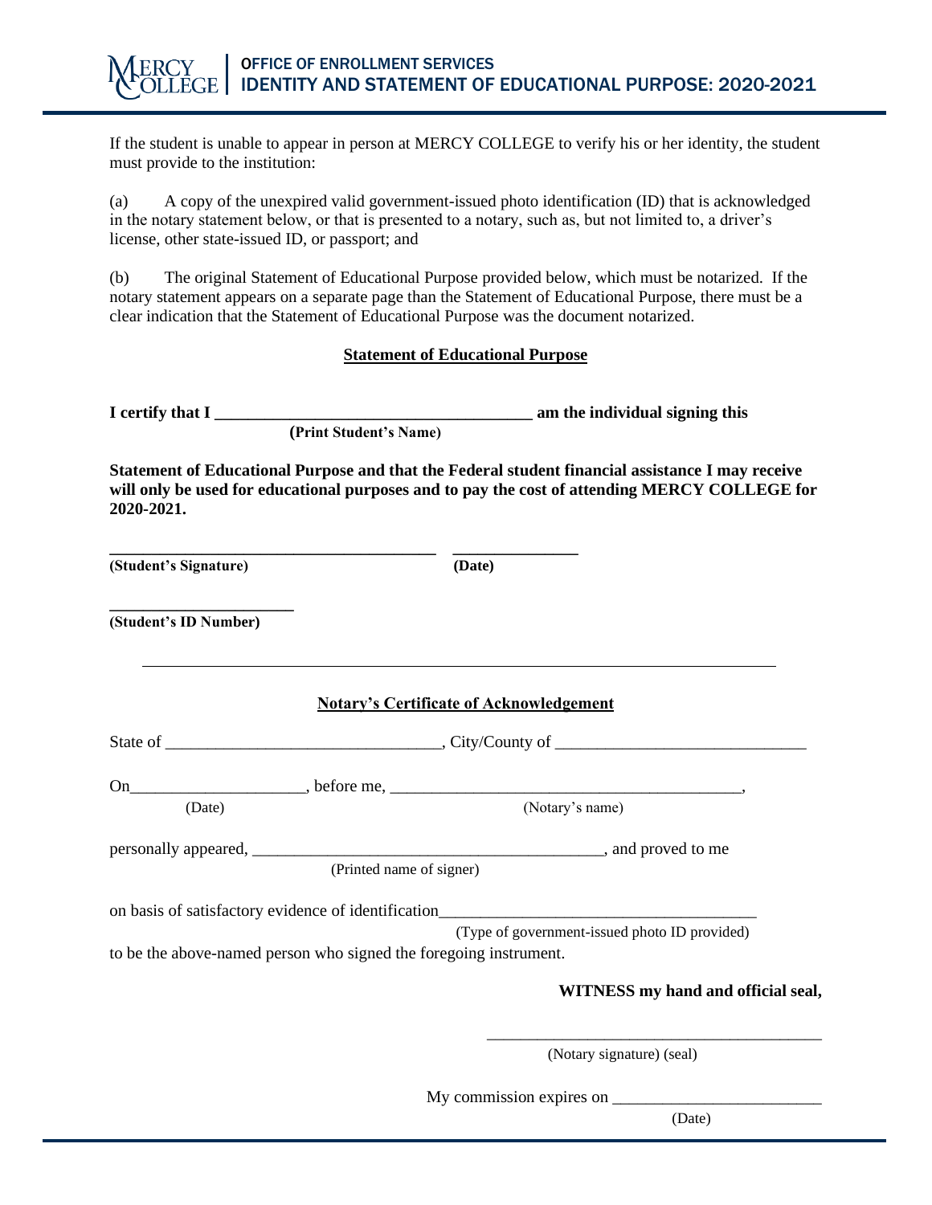MERCY COLLEGE | OFFICE OF ENROLLMENT SERVICES
IDENTITY AND STATEMENT OF EDUCATIONAL PURPOSE: 2020-2021

If the student is unable to appear in person at MERCY COLLEGE to verify his or her identity, the student must provide to the institution:

(a) A copy of the unexpired valid government-issued photo identification (ID) that is acknowledged in the notary statement below, or that is presented to a notary, such as, but not limited to, a driver's license, other state-issued ID, or passport; and

(b) The original Statement of Educational Purpose provided below, which must be notarized. If the notary statement appears on a separate page than the Statement of Educational Purpose, there must be a clear indication that the Statement of Educational Purpose was the document notarized.

## Statement of Educational Purpose

**I certify that I ______________________________________ am the individual signing this**
**(Print Student's Name)**

**Statement of Educational Purpose and that the Federal student financial assistance I may receive will only be used for educational purposes and to pay the cost of attending MERCY COLLEGE for 2020-2021.**

________________________________________ _______________
**(Student's Signature)** **(Date)**

_______________________
**(Student's ID Number)**

---

## Notary's Certificate of Acknowledgement

State of ________________________________, City/County of _____________________________

On____________________, before me, __________________________________________,
(Date) (Notary's name)

personally appeared, __________________________________________, and proved to me
(Printed name of signer)

on basis of satisfactory evidence of identification_____________________________________
(Type of government-issued photo ID provided)

to be the above-named person who signed the foregoing instrument.

**WITNESS my hand and official seal,**

_________________________________________
(Notary signature) (seal)

My commission expires on _________________________
(Date)